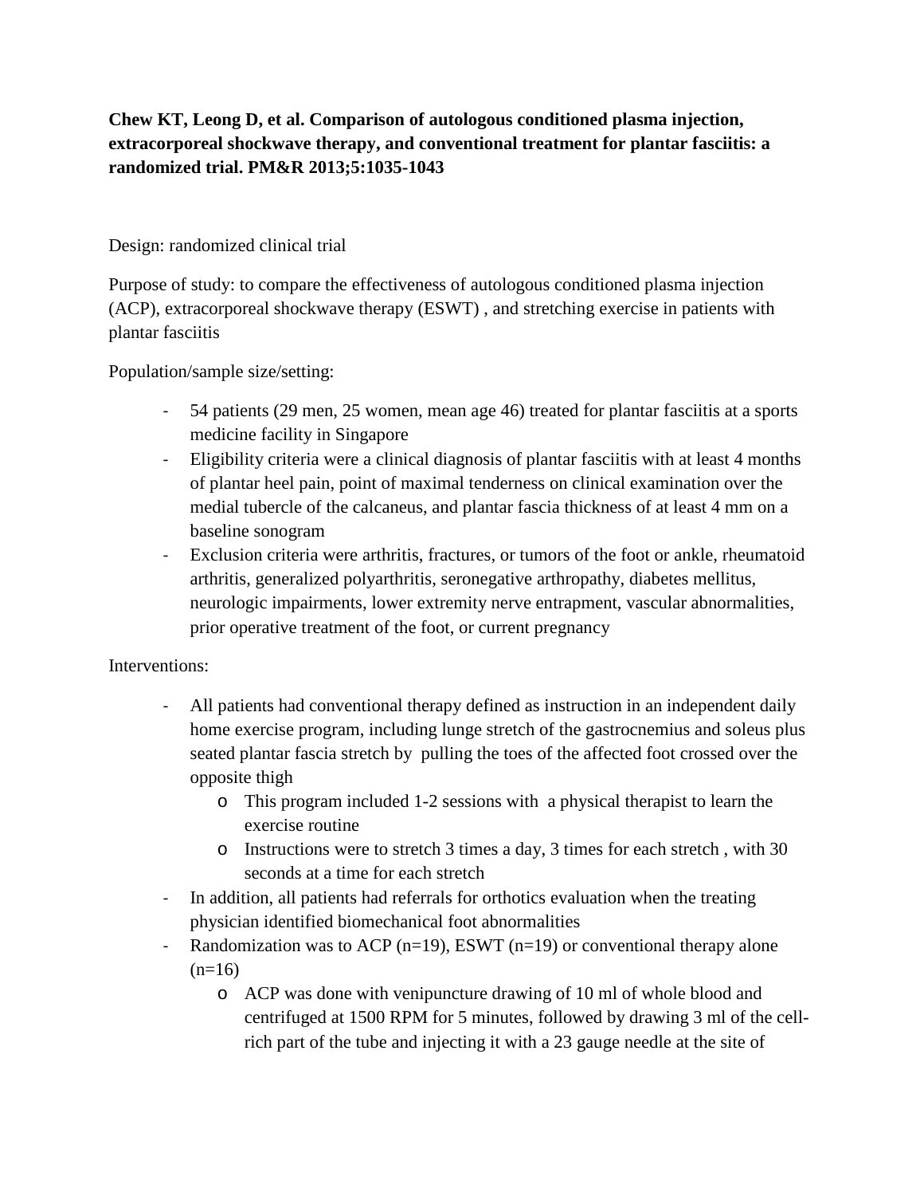**Chew KT, Leong D, et al. Comparison of autologous conditioned plasma injection, extracorporeal shockwave therapy, and conventional treatment for plantar fasciitis: a randomized trial. PM&R 2013;5:1035-1043**

Design: randomized clinical trial

Purpose of study: to compare the effectiveness of autologous conditioned plasma injection (ACP), extracorporeal shockwave therapy (ESWT) , and stretching exercise in patients with plantar fasciitis

Population/sample size/setting:

- 54 patients (29 men, 25 women, mean age 46) treated for plantar fasciitis at a sports medicine facility in Singapore
- Eligibility criteria were a clinical diagnosis of plantar fasciitis with at least 4 months of plantar heel pain, point of maximal tenderness on clinical examination over the medial tubercle of the calcaneus, and plantar fascia thickness of at least 4 mm on a baseline sonogram
- Exclusion criteria were arthritis, fractures, or tumors of the foot or ankle, rheumatoid arthritis, generalized polyarthritis, seronegative arthropathy, diabetes mellitus, neurologic impairments, lower extremity nerve entrapment, vascular abnormalities, prior operative treatment of the foot, or current pregnancy

Interventions:

- All patients had conventional therapy defined as instruction in an independent daily home exercise program, including lunge stretch of the gastrocnemius and soleus plus seated plantar fascia stretch by pulling the toes of the affected foot crossed over the opposite thigh
  - This program included 1-2 sessions with a physical therapist to learn the exercise routine
  - Instructions were to stretch 3 times a day, 3 times for each stretch , with 30 seconds at a time for each stretch
- In addition, all patients had referrals for orthotics evaluation when the treating physician identified biomechanical foot abnormalities
- Randomization was to ACP (n=19), ESWT (n=19) or conventional therapy alone (n=16)
  - ACP was done with venipuncture drawing of 10 ml of whole blood and centrifuged at 1500 RPM for 5 minutes, followed by drawing 3 ml of the cell-rich part of the tube and injecting it with a 23 gauge needle at the site of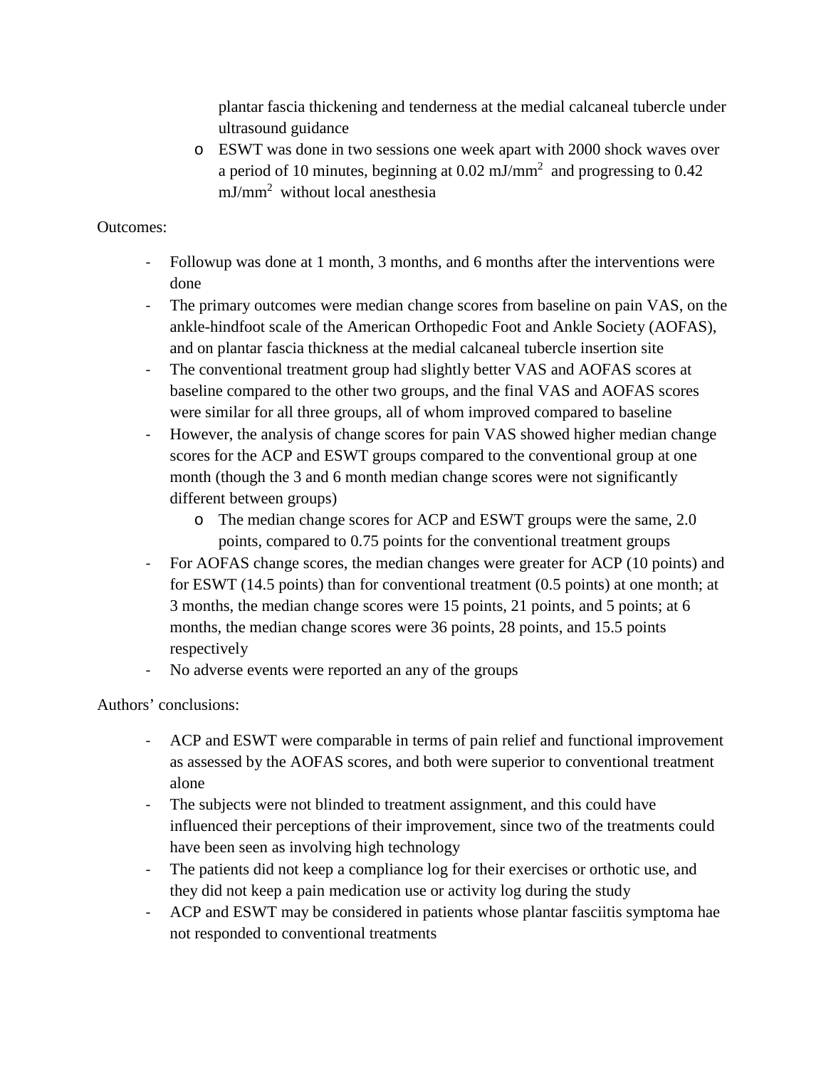plantar fascia thickening and tenderness at the medial calcaneal tubercle under ultrasound guidance
  - ESWT was done in two sessions one week apart with 2000 shock waves over a period of 10 minutes, beginning at 0.02 mJ/mm$^2$ and progressing to 0.42 mJ/mm$^2$ without local anesthesia

Outcomes:

- Followup was done at 1 month, 3 months, and 6 months after the interventions were done
- The primary outcomes were median change scores from baseline on pain VAS, on the ankle-hindfoot scale of the American Orthopedic Foot and Ankle Society (AOFAS), and on plantar fascia thickness at the medial calcaneal tubercle insertion site
- The conventional treatment group had slightly better VAS and AOFAS scores at baseline compared to the other two groups, and the final VAS and AOFAS scores were similar for all three groups, all of whom improved compared to baseline
- However, the analysis of change scores for pain VAS showed higher median change scores for the ACP and ESWT groups compared to the conventional group at one month (though the 3 and 6 month median change scores were not significantly different between groups)
  - The median change scores for ACP and ESWT groups were the same, 2.0 points, compared to 0.75 points for the conventional treatment groups
- For AOFAS change scores, the median changes were greater for ACP (10 points) and for ESWT (14.5 points) than for conventional treatment (0.5 points) at one month; at 3 months, the median change scores were 15 points, 21 points, and 5 points; at 6 months, the median change scores were 36 points, 28 points, and 15.5 points respectively
- No adverse events were reported an any of the groups

Authors' conclusions:

- ACP and ESWT were comparable in terms of pain relief and functional improvement as assessed by the AOFAS scores, and both were superior to conventional treatment alone
- The subjects were not blinded to treatment assignment, and this could have influenced their perceptions of their improvement, since two of the treatments could have been seen as involving high technology
- The patients did not keep a compliance log for their exercises or orthotic use, and they did not keep a pain medication use or activity log during the study
- ACP and ESWT may be considered in patients whose plantar fasciitis symptoma hae not responded to conventional treatments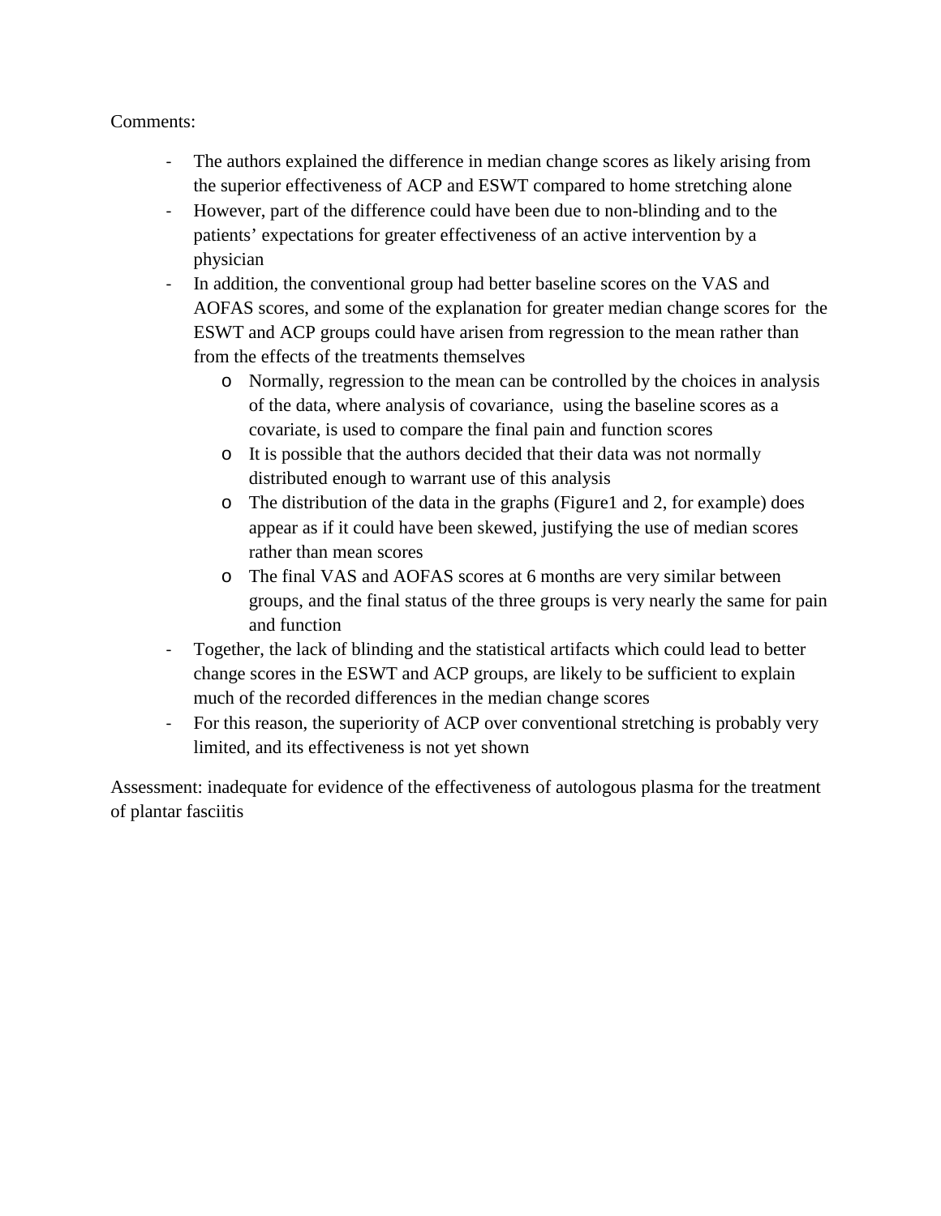Comments:

- The authors explained the difference in median change scores as likely arising from the superior effectiveness of ACP and ESWT compared to home stretching alone
- However, part of the difference could have been due to non-blinding and to the patients' expectations for greater effectiveness of an active intervention by a physician
- In addition, the conventional group had better baseline scores on the VAS and AOFAS scores, and some of the explanation for greater median change scores for the ESWT and ACP groups could have arisen from regression to the mean rather than from the effects of the treatments themselves
    - Normally, regression to the mean can be controlled by the choices in analysis of the data, where analysis of covariance, using the baseline scores as a covariate, is used to compare the final pain and function scores
    - It is possible that the authors decided that their data was not normally distributed enough to warrant use of this analysis
    - The distribution of the data in the graphs (Figure1 and 2, for example) does appear as if it could have been skewed, justifying the use of median scores rather than mean scores
    - The final VAS and AOFAS scores at 6 months are very similar between groups, and the final status of the three groups is very nearly the same for pain and function
- Together, the lack of blinding and the statistical artifacts which could lead to better change scores in the ESWT and ACP groups, are likely to be sufficient to explain much of the recorded differences in the median change scores
- For this reason, the superiority of ACP over conventional stretching is probably very limited, and its effectiveness is not yet shown

Assessment: inadequate for evidence of the effectiveness of autologous plasma for the treatment of plantar fasciitis